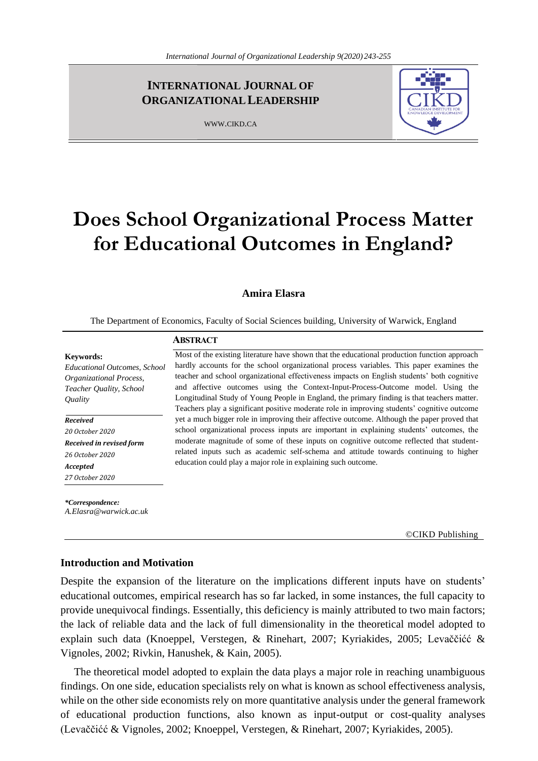**INTERNATIONAL JOURNAL OF ORGANIZATIONAL LEADERSHIP**

WWW.CIKD.CA

# Does School Organizational Process Matter for Educational Outcomes in England?

**Amira Elasra**

The Department of Economics, Faculty of Social Sciences building, University of Warwick, England

**Keywords:**
*Educational Outcomes, School Organizational Process, Teacher Quality, School Quality*

***Received***
*20 October 2020*
***Received in revised form***
*26 October 2020*
***Accepted***
*27 October 2020*

***\*Correspondence:***
*A.Elasra@warwick.ac.uk*

**ABSTRACT**

Most of the existing literature have shown that the educational production function approach hardly accounts for the school organizational process variables. This paper examines the teacher and school organizational effectiveness impacts on English students' both cognitive and affective outcomes using the Context-Input-Process-Outcome model. Using the Longitudinal Study of Young People in England, the primary finding is that teachers matter. Teachers play a significant positive moderate role in improving students' cognitive outcome yet a much bigger role in improving their affective outcome. Although the paper proved that school organizational process inputs are important in explaining students' outcomes, the moderate magnitude of some of these inputs on cognitive outcome reflected that student-related inputs such as academic self-schema and attitude towards continuing to higher education could play a major role in explaining such outcome.

©CIKD Publishing

## Introduction and Motivation

Despite the expansion of the literature on the implications different inputs have on students' educational outcomes, empirical research has so far lacked, in some instances, the full capacity to provide unequivocal findings. Essentially, this deficiency is mainly attributed to two main factors; the lack of reliable data and the lack of full dimensionality in the theoretical model adopted to explain such data (Knoeppel, Verstegen, & Rinehart, 2007; Kyriakides, 2005; Levaččićć & Vignoles, 2002; Rivkin, Hanushek, & Kain, 2005).

The theoretical model adopted to explain the data plays a major role in reaching unambiguous findings. On one side, education specialists rely on what is known as school effectiveness analysis, while on the other side economists rely on more quantitative analysis under the general framework of educational production functions, also known as input-output or cost-quality analyses (Levaččićć & Vignoles, 2002; Knoeppel, Verstegen, & Rinehart, 2007; Kyriakides, 2005).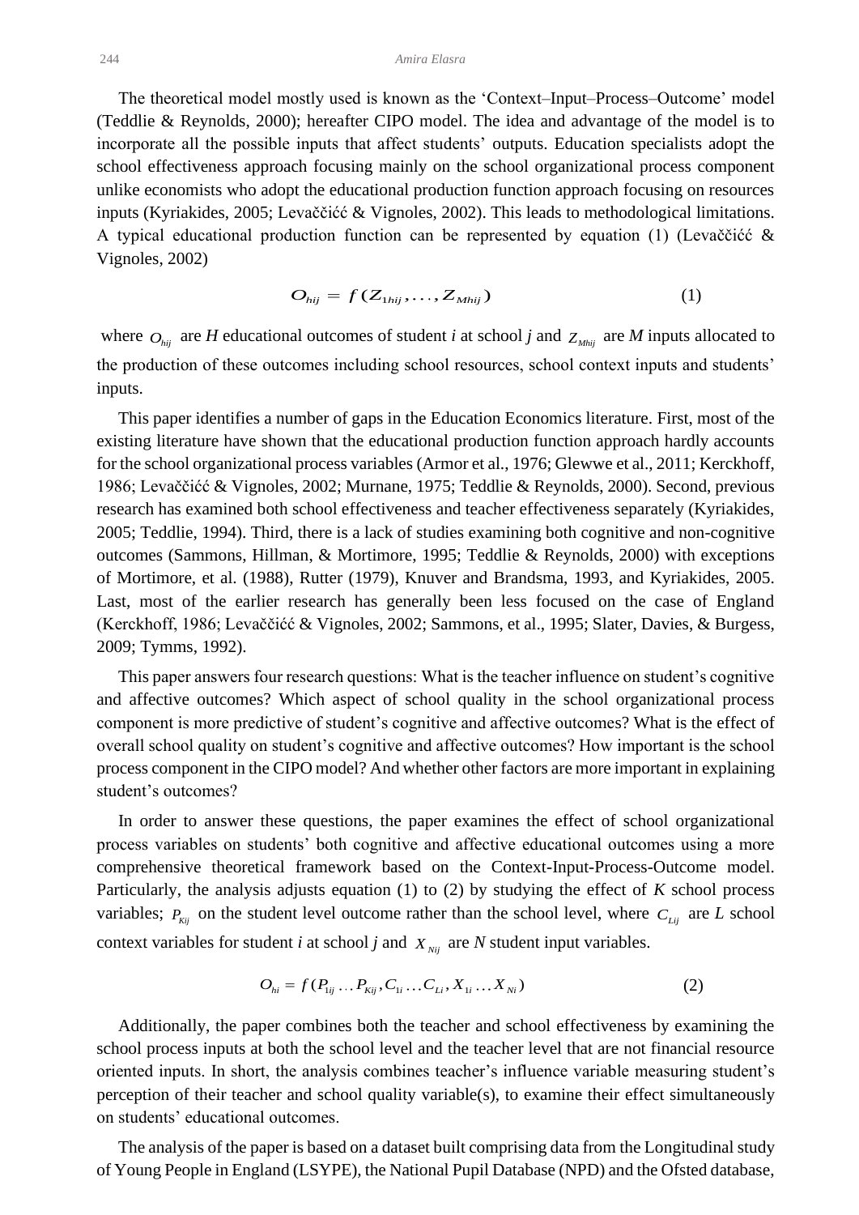The theoretical model mostly used is known as the 'Context–Input–Process–Outcome' model (Teddlie & Reynolds, 2000); hereafter CIPO model. The idea and advantage of the model is to incorporate all the possible inputs that affect students' outputs. Education specialists adopt the school effectiveness approach focusing mainly on the school organizational process component unlike economists who adopt the educational production function approach focusing on resources inputs (Kyriakides, 2005; Levaččićć & Vignoles, 2002). This leads to methodological limitations. A typical educational production function can be represented by equation (1) (Levaččićć & Vignoles, 2002)

$$O_{hij} = f(Z_{1hij}, \ldots, Z_{Mhij}) \tag{1}$$

where $O_{hij}$ are *H* educational outcomes of student *i* at school *j* and $Z_{Mhij}$ are *M* inputs allocated to the production of these outcomes including school resources, school context inputs and students' inputs.

This paper identifies a number of gaps in the Education Economics literature. First, most of the existing literature have shown that the educational production function approach hardly accounts for the school organizational process variables (Armor et al., 1976; Glewwe et al., 2011; Kerckhoff, 1986; Levaččićć & Vignoles, 2002; Murnane, 1975; Teddlie & Reynolds, 2000). Second, previous research has examined both school effectiveness and teacher effectiveness separately (Kyriakides, 2005; Teddlie, 1994). Third, there is a lack of studies examining both cognitive and non-cognitive outcomes (Sammons, Hillman, & Mortimore, 1995; Teddlie & Reynolds, 2000) with exceptions of Mortimore, et al. (1988), Rutter (1979), Knuver and Brandsma, 1993, and Kyriakides, 2005. Last, most of the earlier research has generally been less focused on the case of England (Kerckhoff, 1986; Levaččićć & Vignoles, 2002; Sammons, et al., 1995; Slater, Davies, & Burgess, 2009; Tymms, 1992).

This paper answers four research questions: What is the teacher influence on student's cognitive and affective outcomes? Which aspect of school quality in the school organizational process component is more predictive of student's cognitive and affective outcomes? What is the effect of overall school quality on student's cognitive and affective outcomes? How important is the school process component in the CIPO model? And whether other factors are more important in explaining student's outcomes?

In order to answer these questions, the paper examines the effect of school organizational process variables on students' both cognitive and affective educational outcomes using a more comprehensive theoretical framework based on the Context-Input-Process-Outcome model. Particularly, the analysis adjusts equation (1) to (2) by studying the effect of *K* school process variables; $P_{Kij}$ on the student level outcome rather than the school level, where $C_{Lij}$ are *L* school context variables for student *i* at school *j* and $X_{Nij}$ are *N* student input variables.

$$O_{hi} = f(P_{1ij} \ldots P_{Kij}, C_{1i} \ldots C_{Li}, X_{1i} \ldots X_{Ni}) \tag{2}$$

Additionally, the paper combines both the teacher and school effectiveness by examining the school process inputs at both the school level and the teacher level that are not financial resource oriented inputs. In short, the analysis combines teacher's influence variable measuring student's perception of their teacher and school quality variable(s), to examine their effect simultaneously on students' educational outcomes.

The analysis of the paper is based on a dataset built comprising data from the Longitudinal study of Young People in England (LSYPE), the National Pupil Database (NPD) and the Ofsted database,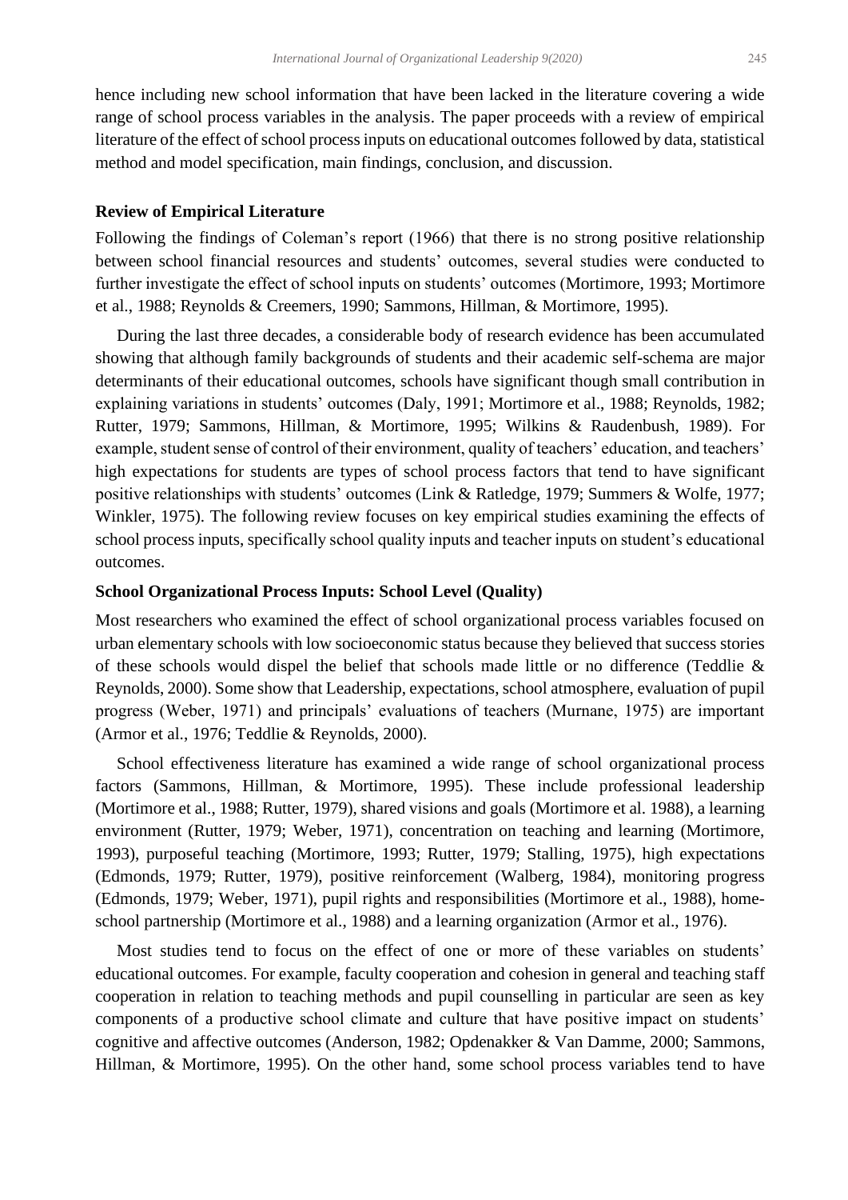hence including new school information that have been lacked in the literature covering a wide range of school process variables in the analysis. The paper proceeds with a review of empirical literature of the effect of school process inputs on educational outcomes followed by data, statistical method and model specification, main findings, conclusion, and discussion.

## Review of Empirical Literature

Following the findings of Coleman's report (1966) that there is no strong positive relationship between school financial resources and students' outcomes, several studies were conducted to further investigate the effect of school inputs on students' outcomes (Mortimore, 1993; Mortimore et al., 1988; Reynolds & Creemers, 1990; Sammons, Hillman, & Mortimore, 1995).

During the last three decades, a considerable body of research evidence has been accumulated showing that although family backgrounds of students and their academic self-schema are major determinants of their educational outcomes, schools have significant though small contribution in explaining variations in students' outcomes (Daly, 1991; Mortimore et al., 1988; Reynolds, 1982; Rutter, 1979; Sammons, Hillman, & Mortimore, 1995; Wilkins & Raudenbush, 1989). For example, student sense of control of their environment, quality of teachers' education, and teachers' high expectations for students are types of school process factors that tend to have significant positive relationships with students' outcomes (Link & Ratledge, 1979; Summers & Wolfe, 1977; Winkler, 1975). The following review focuses on key empirical studies examining the effects of school process inputs, specifically school quality inputs and teacher inputs on student's educational outcomes.

### School Organizational Process Inputs: School Level (Quality)

Most researchers who examined the effect of school organizational process variables focused on urban elementary schools with low socioeconomic status because they believed that success stories of these schools would dispel the belief that schools made little or no difference (Teddlie & Reynolds, 2000). Some show that Leadership, expectations, school atmosphere, evaluation of pupil progress (Weber, 1971) and principals' evaluations of teachers (Murnane, 1975) are important (Armor et al., 1976; Teddlie & Reynolds, 2000).

School effectiveness literature has examined a wide range of school organizational process factors (Sammons, Hillman, & Mortimore, 1995). These include professional leadership (Mortimore et al., 1988; Rutter, 1979), shared visions and goals (Mortimore et al. 1988), a learning environment (Rutter, 1979; Weber, 1971), concentration on teaching and learning (Mortimore, 1993), purposeful teaching (Mortimore, 1993; Rutter, 1979; Stalling, 1975), high expectations (Edmonds, 1979; Rutter, 1979), positive reinforcement (Walberg, 1984), monitoring progress (Edmonds, 1979; Weber, 1971), pupil rights and responsibilities (Mortimore et al., 1988), home-school partnership (Mortimore et al., 1988) and a learning organization (Armor et al., 1976).

Most studies tend to focus on the effect of one or more of these variables on students' educational outcomes. For example, faculty cooperation and cohesion in general and teaching staff cooperation in relation to teaching methods and pupil counselling in particular are seen as key components of a productive school climate and culture that have positive impact on students' cognitive and affective outcomes (Anderson, 1982; Opdenakker & Van Damme, 2000; Sammons, Hillman, & Mortimore, 1995). On the other hand, some school process variables tend to have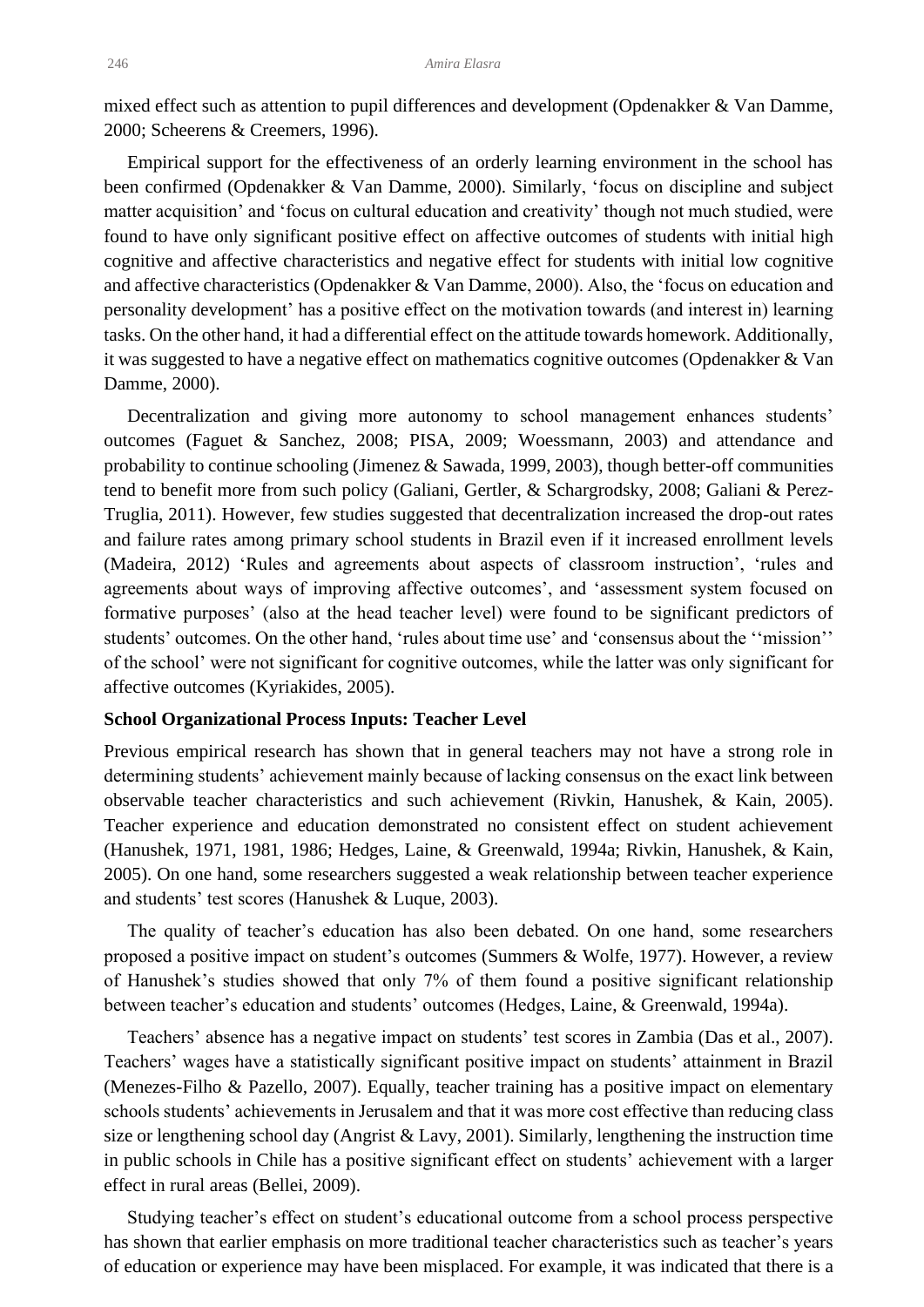mixed effect such as attention to pupil differences and development (Opdenakker & Van Damme, 2000; Scheerens & Creemers, 1996).

Empirical support for the effectiveness of an orderly learning environment in the school has been confirmed (Opdenakker & Van Damme, 2000). Similarly, 'focus on discipline and subject matter acquisition' and 'focus on cultural education and creativity' though not much studied, were found to have only significant positive effect on affective outcomes of students with initial high cognitive and affective characteristics and negative effect for students with initial low cognitive and affective characteristics (Opdenakker & Van Damme, 2000). Also, the 'focus on education and personality development' has a positive effect on the motivation towards (and interest in) learning tasks. On the other hand, it had a differential effect on the attitude towards homework. Additionally, it was suggested to have a negative effect on mathematics cognitive outcomes (Opdenakker & Van Damme, 2000).

Decentralization and giving more autonomy to school management enhances students' outcomes (Faguet & Sanchez, 2008; PISA, 2009; Woessmann, 2003) and attendance and probability to continue schooling (Jimenez & Sawada, 1999, 2003), though better-off communities tend to benefit more from such policy (Galiani, Gertler, & Schargrodsky, 2008; Galiani & Perez-Truglia, 2011). However, few studies suggested that decentralization increased the drop-out rates and failure rates among primary school students in Brazil even if it increased enrollment levels (Madeira, 2012) 'Rules and agreements about aspects of classroom instruction', 'rules and agreements about ways of improving affective outcomes', and 'assessment system focused on formative purposes' (also at the head teacher level) were found to be significant predictors of students' outcomes. On the other hand, 'rules about time use' and 'consensus about the ''mission'' of the school' were not significant for cognitive outcomes, while the latter was only significant for affective outcomes (Kyriakides, 2005).

**School Organizational Process Inputs: Teacher Level**

Previous empirical research has shown that in general teachers may not have a strong role in determining students' achievement mainly because of lacking consensus on the exact link between observable teacher characteristics and such achievement (Rivkin, Hanushek, & Kain, 2005). Teacher experience and education demonstrated no consistent effect on student achievement (Hanushek, 1971, 1981, 1986; Hedges, Laine, & Greenwald, 1994a; Rivkin, Hanushek, & Kain, 2005). On one hand, some researchers suggested a weak relationship between teacher experience and students' test scores (Hanushek & Luque, 2003).

The quality of teacher's education has also been debated. On one hand, some researchers proposed a positive impact on student's outcomes (Summers & Wolfe, 1977). However, a review of Hanushek's studies showed that only 7% of them found a positive significant relationship between teacher's education and students' outcomes (Hedges, Laine, & Greenwald, 1994a).

Teachers' absence has a negative impact on students' test scores in Zambia (Das et al., 2007). Teachers' wages have a statistically significant positive impact on students' attainment in Brazil (Menezes-Filho & Pazello, 2007). Equally, teacher training has a positive impact on elementary schools students' achievements in Jerusalem and that it was more cost effective than reducing class size or lengthening school day (Angrist & Lavy, 2001). Similarly, lengthening the instruction time in public schools in Chile has a positive significant effect on students' achievement with a larger effect in rural areas (Bellei, 2009).

Studying teacher's effect on student's educational outcome from a school process perspective has shown that earlier emphasis on more traditional teacher characteristics such as teacher's years of education or experience may have been misplaced. For example, it was indicated that there is a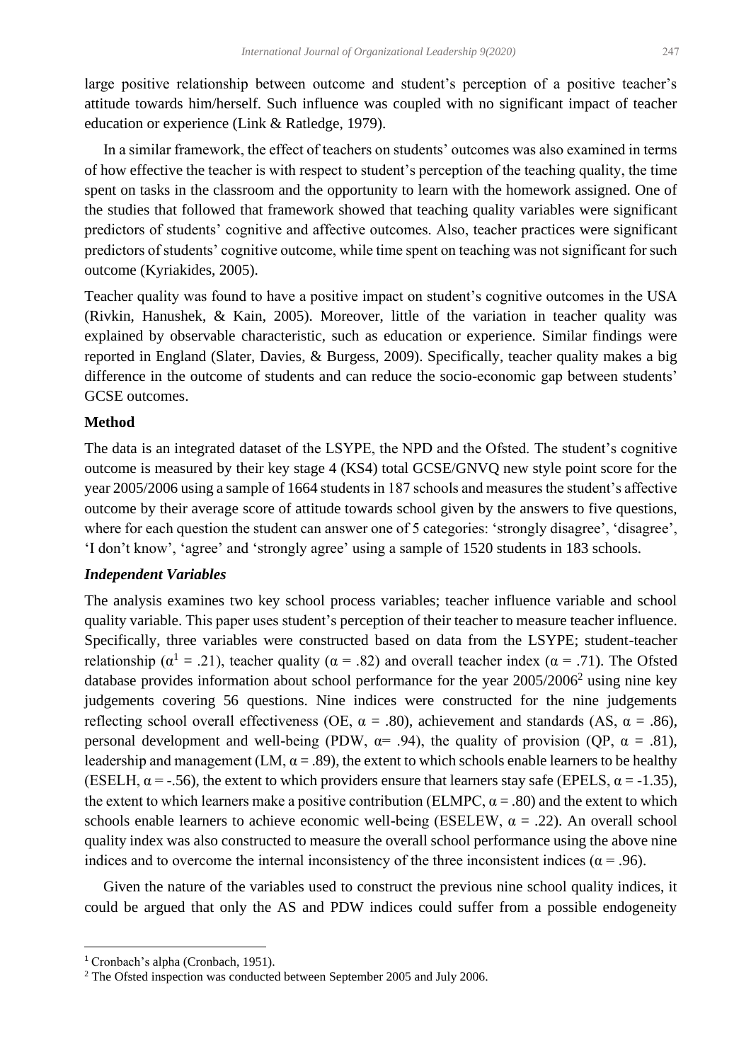large positive relationship between outcome and student's perception of a positive teacher's attitude towards him/herself. Such influence was coupled with no significant impact of teacher education or experience (Link & Ratledge, 1979).

In a similar framework, the effect of teachers on students' outcomes was also examined in terms of how effective the teacher is with respect to student's perception of the teaching quality, the time spent on tasks in the classroom and the opportunity to learn with the homework assigned. One of the studies that followed that framework showed that teaching quality variables were significant predictors of students' cognitive and affective outcomes. Also, teacher practices were significant predictors of students' cognitive outcome, while time spent on teaching was not significant for such outcome (Kyriakides, 2005).

Teacher quality was found to have a positive impact on student's cognitive outcomes in the USA (Rivkin, Hanushek, & Kain, 2005). Moreover, little of the variation in teacher quality was explained by observable characteristic, such as education or experience. Similar findings were reported in England (Slater, Davies, & Burgess, 2009). Specifically, teacher quality makes a big difference in the outcome of students and can reduce the socio-economic gap between students' GCSE outcomes.

## Method

The data is an integrated dataset of the LSYPE, the NPD and the Ofsted. The student's cognitive outcome is measured by their key stage 4 (KS4) total GCSE/GNVQ new style point score for the year 2005/2006 using a sample of 1664 students in 187 schools and measures the student's affective outcome by their average score of attitude towards school given by the answers to five questions, where for each question the student can answer one of 5 categories: 'strongly disagree', 'disagree', 'I don't know', 'agree' and 'strongly agree' using a sample of 1520 students in 183 schools.

### *Independent Variables*

The analysis examines two key school process variables; teacher influence variable and school quality variable. This paper uses student's perception of their teacher to measure teacher influence. Specifically, three variables were constructed based on data from the LSYPE; student-teacher relationship ($\alpha$[1] = .21), teacher quality ($\alpha = .82$) and overall teacher index ($\alpha = .71$). The Ofsted database provides information about school performance for the year 2005/2006[2] using nine key judgements covering 56 questions. Nine indices were constructed for the nine judgements reflecting school overall effectiveness (OE, $\alpha = .80$), achievement and standards (AS, $\alpha = .86$), personal development and well-being (PDW, $\alpha = .94$), the quality of provision (QP, $\alpha = .81$), leadership and management (LM, $\alpha = .89$), the extent to which schools enable learners to be healthy (ESELH, $\alpha = -.56$), the extent to which providers ensure that learners stay safe (EPELS, $\alpha = -1.35$), the extent to which learners make a positive contribution (ELMPC, $\alpha = .80$) and the extent to which schools enable learners to achieve economic well-being (ESELEW, $\alpha = .22$). An overall school quality index was also constructed to measure the overall school performance using the above nine indices and to overcome the internal inconsistency of the three inconsistent indices ($\alpha = .96$).

Given the nature of the variables used to construct the previous nine school quality indices, it could be argued that only the AS and PDW indices could suffer from a possible endogeneity

---

[1] Cronbach's alpha (Cronbach, 1951).

[2] The Ofsted inspection was conducted between September 2005 and July 2006.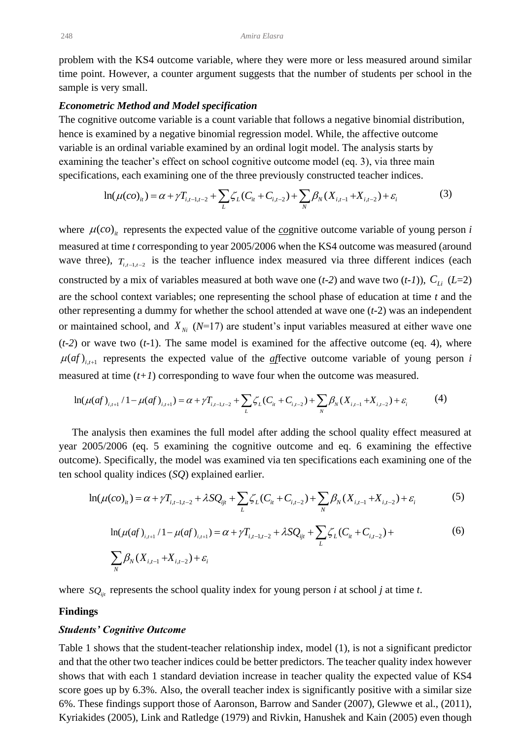problem with the KS4 outcome variable, where they were more or less measured around similar time point. However, a counter argument suggests that the number of students per school in the sample is very small.

***Econometric Method and Model specification***

The cognitive outcome variable is a count variable that follows a negative binomial distribution, hence is examined by a negative binomial regression model. While, the affective outcome variable is an ordinal variable examined by an ordinal logit model. The analysis starts by examining the teacher's effect on school cognitive outcome model (eq. 3), via three main specifications, each examining one of the three previously constructed teacher indices.

$$\ln(\mu(co)_{it}) = \alpha + \gamma T_{i,t-1,t-2} + \sum_{L} \zeta_L (C_{it} + C_{i,t-2}) + \sum_{N} \beta_N (X_{i,t-1} + X_{i,t-2}) + \varepsilon_i \tag{3}$$

where $\mu(co)_{it}$ represents the expected value of the *co*gnitive outcome variable of young person *i* measured at time *t* corresponding to year 2005/2006 when the KS4 outcome was measured (around wave three), $T_{i,t-1,t-2}$ is the teacher influence index measured via three different indices (each constructed by a mix of variables measured at both wave one (*t-2*) and wave two (*t-1*)), $C_{Li}$ ($L$=2) are the school context variables; one representing the school phase of education at time *t* and the other representing a dummy for whether the school attended at wave one (*t*-2) was an independent or maintained school, and $X_{Ni}$ ($N$=17) are student's input variables measured at either wave one (*t-2*) or wave two (*t*-1). The same model is examined for the affective outcome (eq. 4), where $\mu(af)_{i,t+1}$ represents the expected value of the *af*fective outcome variable of young person *i* measured at time (*t+1*) corresponding to wave four when the outcome was measured.

$$\ln(\mu(af)_{i,t+1} / 1 - \mu(af)_{i,t+1}) = \alpha + \gamma T_{i,t-1,t-2} + \sum_{L} \zeta_L (C_{it} + C_{i,t-2}) + \sum_{N} \beta_N (X_{i,t-1} + X_{i,t-2}) + \varepsilon_i \tag{4}$$

The analysis then examines the full model after adding the school quality effect measured at year 2005/2006 (eq. 5 examining the cognitive outcome and eq. 6 examining the effective outcome). Specifically, the model was examined via ten specifications each examining one of the ten school quality indices (*SQ*) explained earlier.

$$\ln(\mu(co)_{it}) = \alpha + \gamma T_{i,t-1,t-2} + \lambda SQ_{ijt} + \sum_{L} \zeta_L (C_{it} + C_{i,t-2}) + \sum_{N} \beta_N (X_{i,t-1} + X_{i,t-2}) + \varepsilon_i \tag{5}$$

$$\ln(\mu(af)_{i,t+1} / 1 - \mu(af)_{i,t+1}) = \alpha + \gamma T_{i,t-1,t-2} + \lambda SQ_{ijt} + \sum_{L} \zeta_L (C_{it} + C_{i,t-2}) + \sum_{N} \beta_N (X_{i,t-1} + X_{i,t-2}) + \varepsilon_i \tag{6}$$

where $SQ_{ijt}$ represents the school quality index for young person *i* at school *j* at time *t*.

## Findings

***Students' Cognitive Outcome***

Table 1 shows that the student-teacher relationship index, model (1), is not a significant predictor and that the other two teacher indices could be better predictors. The teacher quality index however shows that with each 1 standard deviation increase in teacher quality the expected value of KS4 score goes up by 6.3%. Also, the overall teacher index is significantly positive with a similar size 6%. These findings support those of Aaronson, Barrow and Sander (2007), Glewwe et al., (2011), Kyriakides (2005), Link and Ratledge (1979) and Rivkin, Hanushek and Kain (2005) even though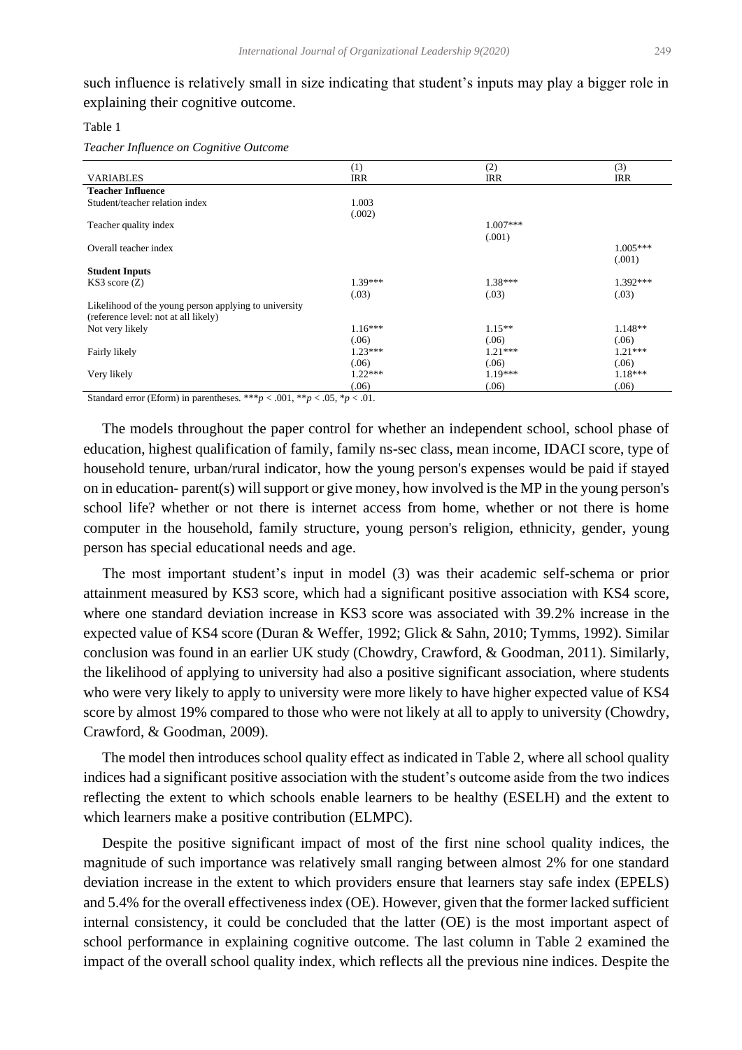such influence is relatively small in size indicating that student's inputs may play a bigger role in explaining their cognitive outcome.

Table 1

*Teacher Influence on Cognitive Outcome*

| VARIABLES | (1) IRR | (2) IRR | (3) IRR |
|---|---|---|---|
| **Teacher Influence** | | | |
| Student/teacher relation index | 1.003 | | |
| | (.002) | | |
| Teacher quality index | | 1.007*** | |
| | | (.001) | |
| Overall teacher index | | | 1.005*** |
| | | | (.001) |
| **Student Inputs** | | | |
| KS3 score (Z) | 1.39*** | 1.38*** | 1.392*** |
| | (.03) | (.03) | (.03) |
| Likelihood of the young person applying to university (reference level: not at all likely) | | | |
| Not very likely | 1.16*** | 1.15** | 1.148** |
| | (.06) | (.06) | (.06) |
| Fairly likely | 1.23*** | 1.21*** | 1.21*** |
| | (.06) | (.06) | (.06) |
| Very likely | 1.22*** | 1.19*** | 1.18*** |
| | (.06) | (.06) | (.06) |

Standard error (Eform) in parentheses. *** $p < .001$, ** $p < .05$, * $p < .01$.

The models throughout the paper control for whether an independent school, school phase of education, highest qualification of family, family ns-sec class, mean income, IDACI score, type of household tenure, urban/rural indicator, how the young person's expenses would be paid if stayed on in education- parent(s) will support or give money, how involved is the MP in the young person's school life? whether or not there is internet access from home, whether or not there is home computer in the household, family structure, young person's religion, ethnicity, gender, young person has special educational needs and age.

The most important student's input in model (3) was their academic self-schema or prior attainment measured by KS3 score, which had a significant positive association with KS4 score, where one standard deviation increase in KS3 score was associated with 39.2% increase in the expected value of KS4 score (Duran & Weffer, 1992; Glick & Sahn, 2010; Tymms, 1992). Similar conclusion was found in an earlier UK study (Chowdry, Crawford, & Goodman, 2011). Similarly, the likelihood of applying to university had also a positive significant association, where students who were very likely to apply to university were more likely to have higher expected value of KS4 score by almost 19% compared to those who were not likely at all to apply to university (Chowdry, Crawford, & Goodman, 2009).

The model then introduces school quality effect as indicated in Table 2, where all school quality indices had a significant positive association with the student's outcome aside from the two indices reflecting the extent to which schools enable learners to be healthy (ESELH) and the extent to which learners make a positive contribution (ELMPC).

Despite the positive significant impact of most of the first nine school quality indices, the magnitude of such importance was relatively small ranging between almost 2% for one standard deviation increase in the extent to which providers ensure that learners stay safe index (EPELS) and 5.4% for the overall effectiveness index (OE). However, given that the former lacked sufficient internal consistency, it could be concluded that the latter (OE) is the most important aspect of school performance in explaining cognitive outcome. The last column in Table 2 examined the impact of the overall school quality index, which reflects all the previous nine indices. Despite the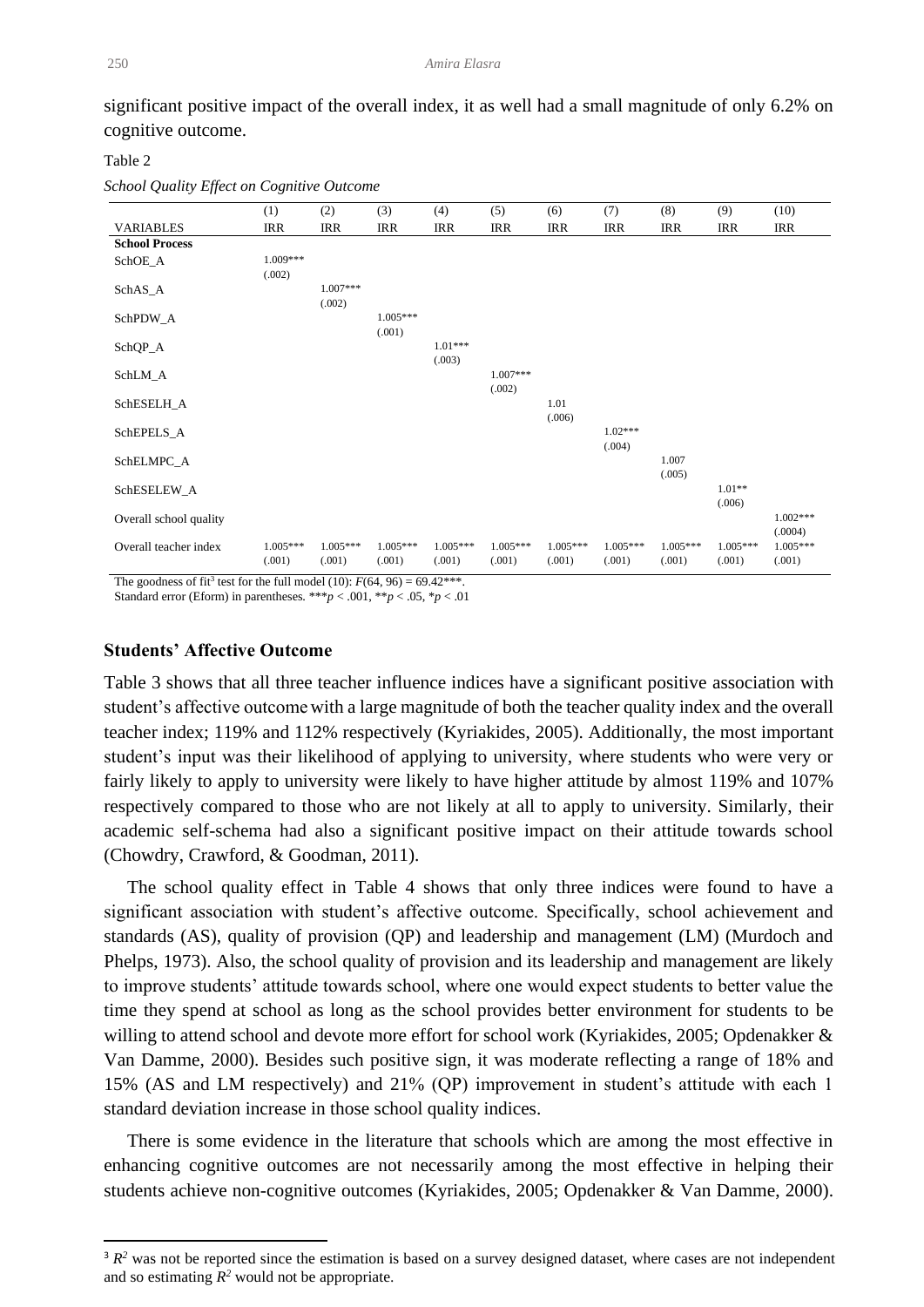significant positive impact of the overall index, it as well had a small magnitude of only 6.2% on cognitive outcome.

Table 2

*School Quality Effect on Cognitive Outcome*

| | (1) | (2) | (3) | (4) | (5) | (6) | (7) | (8) | (9) | (10) |
|---|---|---|---|---|---|---|---|---|---|---|
| VARIABLES | IRR | IRR | IRR | IRR | IRR | IRR | IRR | IRR | IRR | IRR |
| **School Process** | | | | | | | | | | |
| SchOE_A | 1.009*** (.002) | | | | | | | | | |
| SchAS_A | | 1.007*** (.002) | | | | | | | | |
| SchPDW_A | | | 1.005*** (.001) | | | | | | | |
| SchQP_A | | | | 1.01*** (.003) | | | | | | |
| SchLM_A | | | | | 1.007*** (.002) | | | | | |
| SchESELH_A | | | | | | 1.01 (.006) | | | | |
| SchEPELS_A | | | | | | | 1.02*** (.004) | | | |
| SchELMPC_A | | | | | | | | 1.007 (.005) | | |
| SchESELEW_A | | | | | | | | | 1.01** (.006) | |
| Overall school quality | | | | | | | | | | 1.002*** (.0004) |
| Overall teacher index | 1.005*** (.001) | 1.005*** (.001) | 1.005*** (.001) | 1.005*** (.001) | 1.005*** (.001) | 1.005*** (.001) | 1.005*** (.001) | 1.005*** (.001) | 1.005*** (.001) | 1.005*** (.001) |

The goodness of fit[3] test for the full model (10): $F(64, 96) = 69.42$***.

Standard error (Eform) in parentheses. ***$p < .001$, **$p < .05$, *$p < .01$

## Students' Affective Outcome

Table 3 shows that all three teacher influence indices have a significant positive association with student's affective outcome with a large magnitude of both the teacher quality index and the overall teacher index; 119% and 112% respectively (Kyriakides, 2005). Additionally, the most important student's input was their likelihood of applying to university, where students who were very or fairly likely to apply to university were likely to have higher attitude by almost 119% and 107% respectively compared to those who are not likely at all to apply to university. Similarly, their academic self-schema had also a significant positive impact on their attitude towards school (Chowdry, Crawford, & Goodman, 2011).

The school quality effect in Table 4 shows that only three indices were found to have a significant association with student's affective outcome. Specifically, school achievement and standards (AS), quality of provision (QP) and leadership and management (LM) (Murdoch and Phelps, 1973). Also, the school quality of provision and its leadership and management are likely to improve students' attitude towards school, where one would expect students to better value the time they spend at school as long as the school provides better environment for students to be willing to attend school and devote more effort for school work (Kyriakides, 2005; Opdenakker & Van Damme, 2000). Besides such positive sign, it was moderate reflecting a range of 18% and 15% (AS and LM respectively) and 21% (QP) improvement in student's attitude with each 1 standard deviation increase in those school quality indices.

There is some evidence in the literature that schools which are among the most effective in enhancing cognitive outcomes are not necessarily among the most effective in helping their students achieve non-cognitive outcomes (Kyriakides, 2005; Opdenakker & Van Damme, 2000).

---

[3] $R^2$ was not be reported since the estimation is based on a survey designed dataset, where cases are not independent and so estimating $R^2$ would not be appropriate.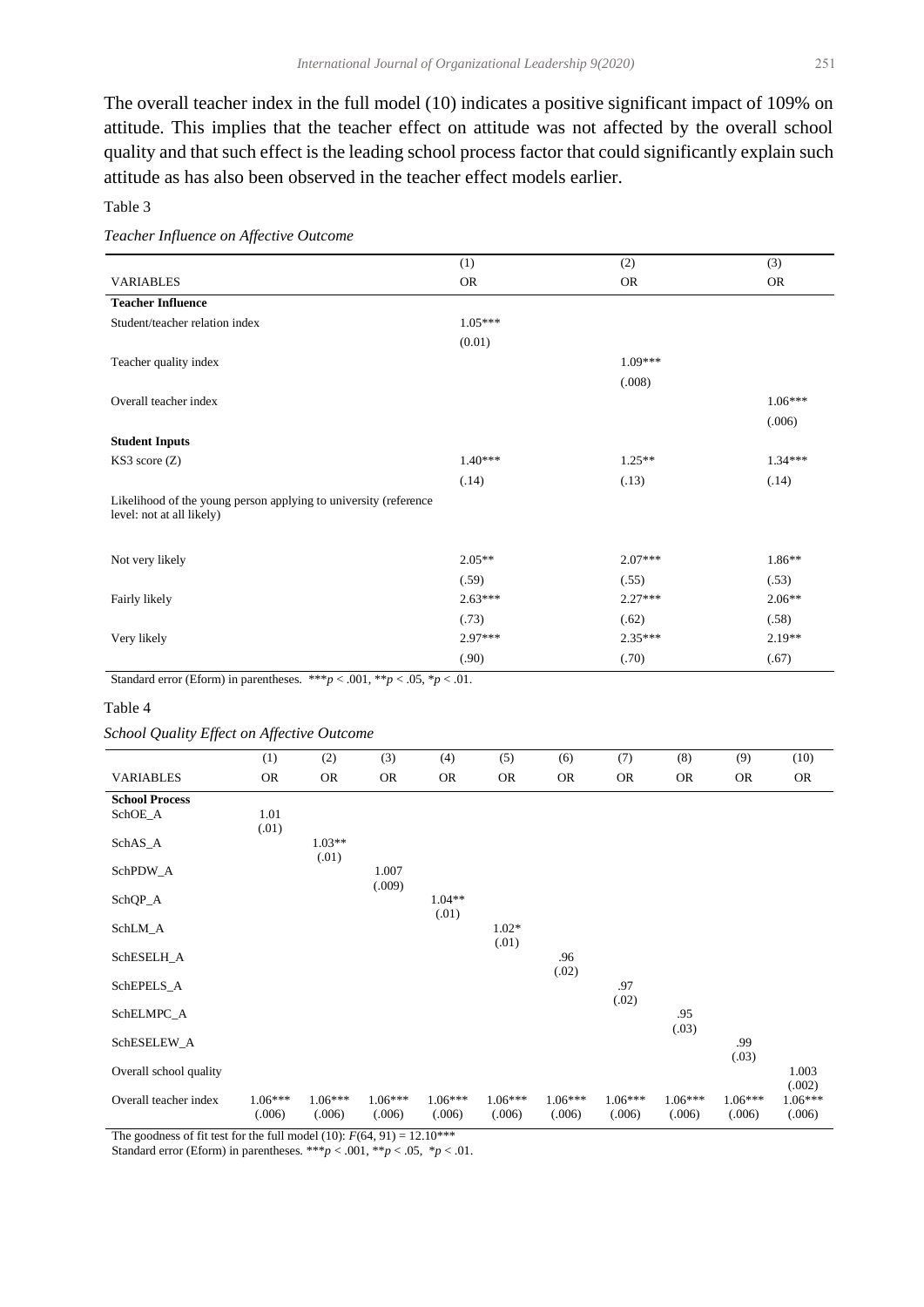The overall teacher index in the full model (10) indicates a positive significant impact of 109% on attitude. This implies that the teacher effect on attitude was not affected by the overall school quality and that such effect is the leading school process factor that could significantly explain such attitude as has also been observed in the teacher effect models earlier.

Table 3

*Teacher Influence on Affective Outcome*

| | (1) | (2) | (3) |
|---|---|---|---|
| VARIABLES | OR | OR | OR |
| **Teacher Influence** | | | |
| Student/teacher relation index | 1.05*** | | |
| | (0.01) | | |
| Teacher quality index | | 1.09*** | |
| | | (.008) | |
| Overall teacher index | | | 1.06*** |
| | | | (.006) |
| **Student Inputs** | | | |
| KS3 score (Z) | 1.40*** | 1.25** | 1.34*** |
| | (.14) | (.13) | (.14) |
| Likelihood of the young person applying to university (reference level: not at all likely) | | | |
| Not very likely | 2.05** | 2.07*** | 1.86** |
| | (.59) | (.55) | (.53) |
| Fairly likely | 2.63*** | 2.27*** | 2.06** |
| | (.73) | (.62) | (.58) |
| Very likely | 2.97*** | 2.35*** | 2.19** |
| | (.90) | (.70) | (.67) |

Standard error (Eform) in parentheses. *** $p < .001$, ** $p < .05$, * $p < .01$.

Table 4

*School Quality Effect on Affective Outcome*

| | (1) | (2) | (3) | (4) | (5) | (6) | (7) | (8) | (9) | (10) |
|---|---|---|---|---|---|---|---|---|---|---|
| VARIABLES | OR | OR | OR | OR | OR | OR | OR | OR | OR | OR |
| **School Process** | | | | | | | | | | |
| SchOE_A | 1.01 (.01) | | | | | | | | | |
| SchAS_A | | 1.03** (.01) | | | | | | | | |
| SchPDW_A | | | 1.007 (.009) | | | | | | | |
| SchQP_A | | | | 1.04** (.01) | | | | | | |
| SchLM_A | | | | | 1.02* (.01) | | | | | |
| SchESELH_A | | | | | | .96 (.02) | | | | |
| SchEPELS_A | | | | | | | .97 (.02) | | | |
| SchELMPC_A | | | | | | | | .95 (.03) | | |
| SchESELEW_A | | | | | | | | | .99 (.03) | |
| Overall school quality | | | | | | | | | | 1.003 (.002) |
| Overall teacher index | 1.06*** (.006) | 1.06*** (.006) | 1.06*** (.006) | 1.06*** (.006) | 1.06*** (.006) | 1.06*** (.006) | 1.06*** (.006) | 1.06*** (.006) | 1.06*** (.006) | 1.06*** (.006) |

The goodness of fit test for the full model (10): $F(64, 91) = 12.10$***

Standard error (Eform) in parentheses. *** $p < .001$, ** $p < .05$, * $p < .01$.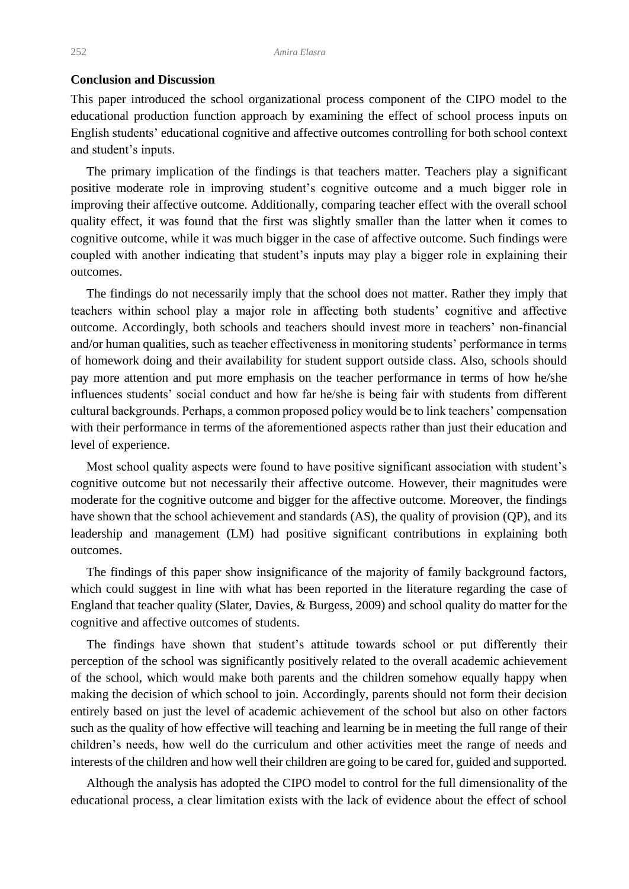## Conclusion and Discussion

This paper introduced the school organizational process component of the CIPO model to the educational production function approach by examining the effect of school process inputs on English students' educational cognitive and affective outcomes controlling for both school context and student's inputs.

The primary implication of the findings is that teachers matter. Teachers play a significant positive moderate role in improving student's cognitive outcome and a much bigger role in improving their affective outcome. Additionally, comparing teacher effect with the overall school quality effect, it was found that the first was slightly smaller than the latter when it comes to cognitive outcome, while it was much bigger in the case of affective outcome. Such findings were coupled with another indicating that student's inputs may play a bigger role in explaining their outcomes.

The findings do not necessarily imply that the school does not matter. Rather they imply that teachers within school play a major role in affecting both students' cognitive and affective outcome. Accordingly, both schools and teachers should invest more in teachers' non-financial and/or human qualities, such as teacher effectiveness in monitoring students' performance in terms of homework doing and their availability for student support outside class. Also, schools should pay more attention and put more emphasis on the teacher performance in terms of how he/she influences students' social conduct and how far he/she is being fair with students from different cultural backgrounds. Perhaps, a common proposed policy would be to link teachers' compensation with their performance in terms of the aforementioned aspects rather than just their education and level of experience.

Most school quality aspects were found to have positive significant association with student's cognitive outcome but not necessarily their affective outcome. However, their magnitudes were moderate for the cognitive outcome and bigger for the affective outcome. Moreover, the findings have shown that the school achievement and standards (AS), the quality of provision (QP), and its leadership and management (LM) had positive significant contributions in explaining both outcomes.

The findings of this paper show insignificance of the majority of family background factors, which could suggest in line with what has been reported in the literature regarding the case of England that teacher quality (Slater, Davies, & Burgess, 2009) and school quality do matter for the cognitive and affective outcomes of students.

The findings have shown that student's attitude towards school or put differently their perception of the school was significantly positively related to the overall academic achievement of the school, which would make both parents and the children somehow equally happy when making the decision of which school to join. Accordingly, parents should not form their decision entirely based on just the level of academic achievement of the school but also on other factors such as the quality of how effective will teaching and learning be in meeting the full range of their children's needs, how well do the curriculum and other activities meet the range of needs and interests of the children and how well their children are going to be cared for, guided and supported.

Although the analysis has adopted the CIPO model to control for the full dimensionality of the educational process, a clear limitation exists with the lack of evidence about the effect of school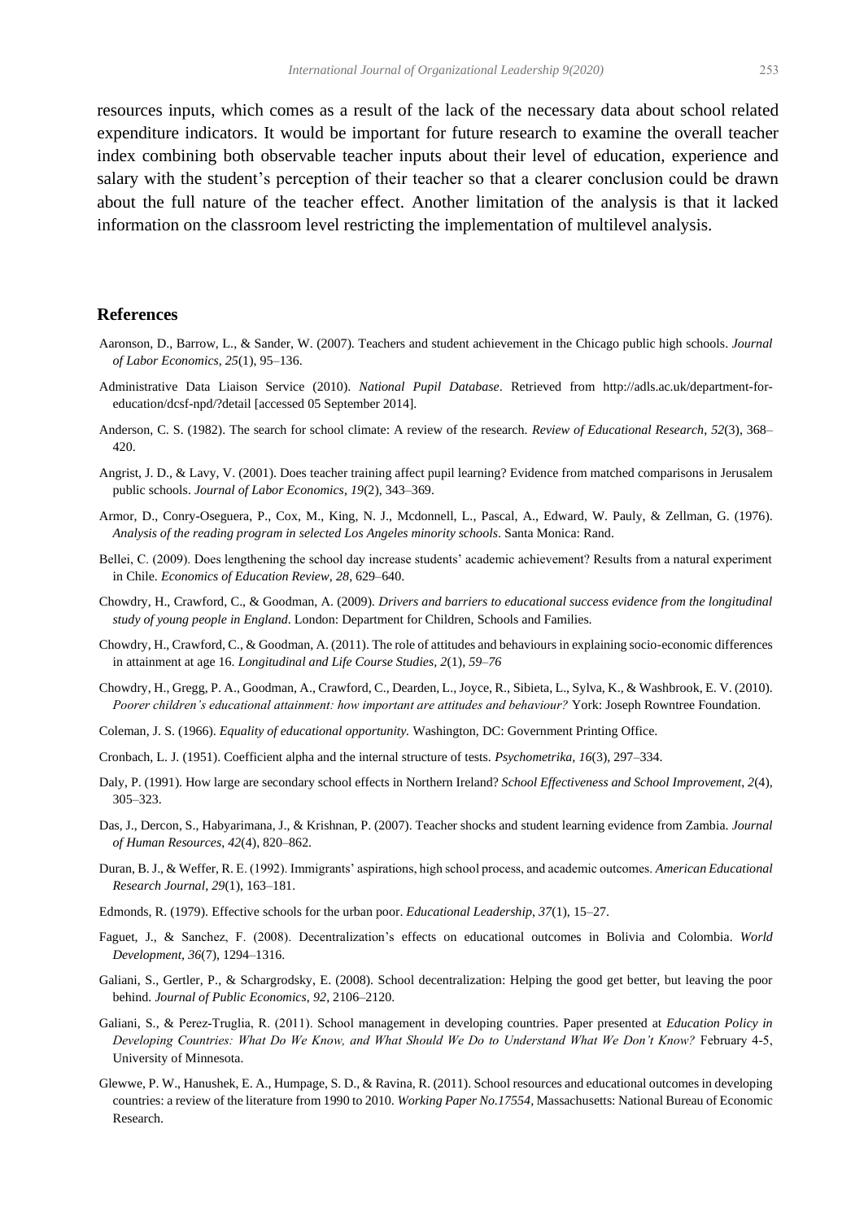resources inputs, which comes as a result of the lack of the necessary data about school related expenditure indicators. It would be important for future research to examine the overall teacher index combining both observable teacher inputs about their level of education, experience and salary with the student's perception of their teacher so that a clearer conclusion could be drawn about the full nature of the teacher effect. Another limitation of the analysis is that it lacked information on the classroom level restricting the implementation of multilevel analysis.

## References

Aaronson, D., Barrow, L., & Sander, W. (2007). Teachers and student achievement in the Chicago public high schools. *Journal of Labor Economics*, *25*(1), 95–136.

Administrative Data Liaison Service (2010). *National Pupil Database*. Retrieved from http://adls.ac.uk/department-for-education/dcsf-npd/?detail [accessed 05 September 2014].

Anderson, C. S. (1982). The search for school climate: A review of the research. *Review of Educational Research*, *52*(3), 368–420.

Angrist, J. D., & Lavy, V. (2001). Does teacher training affect pupil learning? Evidence from matched comparisons in Jerusalem public schools. *Journal of Labor Economics*, *19*(2), 343–369.

Armor, D., Conry-Oseguera, P., Cox, M., King, N. J., Mcdonnell, L., Pascal, A., Edward, W. Pauly, & Zellman, G. (1976). *Analysis of the reading program in selected Los Angeles minority schools*. Santa Monica: Rand.

Bellei, C. (2009). Does lengthening the school day increase students' academic achievement? Results from a natural experiment in Chile. *Economics of Education Review*, *28*, 629–640.

Chowdry, H., Crawford, C., & Goodman, A. (2009). *Drivers and barriers to educational success evidence from the longitudinal study of young people in England*. London: Department for Children, Schools and Families.

Chowdry, H., Crawford, C., & Goodman, A. (2011). The role of attitudes and behaviours in explaining socio-economic differences in attainment at age 16. *Longitudinal and Life Course Studies*, *2*(1), *59–76*

Chowdry, H., Gregg, P. A., Goodman, A., Crawford, C., Dearden, L., Joyce, R., Sibieta, L., Sylva, K., & Washbrook, E. V. (2010). *Poorer children's educational attainment: how important are attitudes and behaviour?* York: Joseph Rowntree Foundation.

Coleman, J. S. (1966). *Equality of educational opportunity.* Washington, DC: Government Printing Office.

Cronbach, L. J. (1951). Coefficient alpha and the internal structure of tests. *Psychometrika*, *16*(3), 297–334.

Daly, P. (1991). How large are secondary school effects in Northern Ireland? *School Effectiveness and School Improvement*, *2*(4), 305–323.

Das, J., Dercon, S., Habyarimana, J., & Krishnan, P. (2007). Teacher shocks and student learning evidence from Zambia. *Journal of Human Resources*, *42*(4), 820–862.

Duran, B. J., & Weffer, R. E. (1992). Immigrants' aspirations, high school process, and academic outcomes. *American Educational Research Journal*, *29*(1), 163–181.

Edmonds, R. (1979). Effective schools for the urban poor. *Educational Leadership*, *37*(1), 15–27.

Faguet, J., & Sanchez, F. (2008). Decentralization's effects on educational outcomes in Bolivia and Colombia. *World Development*, *36*(7), 1294–1316.

Galiani, S., Gertler, P., & Schargrodsky, E. (2008). School decentralization: Helping the good get better, but leaving the poor behind. *Journal of Public Economics*, *92*, 2106–2120.

Galiani, S., & Perez-Truglia, R. (2011). School management in developing countries. Paper presented at *Education Policy in Developing Countries: What Do We Know, and What Should We Do to Understand What We Don't Know?* February 4-5, University of Minnesota.

Glewwe, P. W., Hanushek, E. A., Humpage, S. D., & Ravina, R. (2011). School resources and educational outcomes in developing countries: a review of the literature from 1990 to 2010. *Working Paper No.17554*, Massachusetts: National Bureau of Economic Research.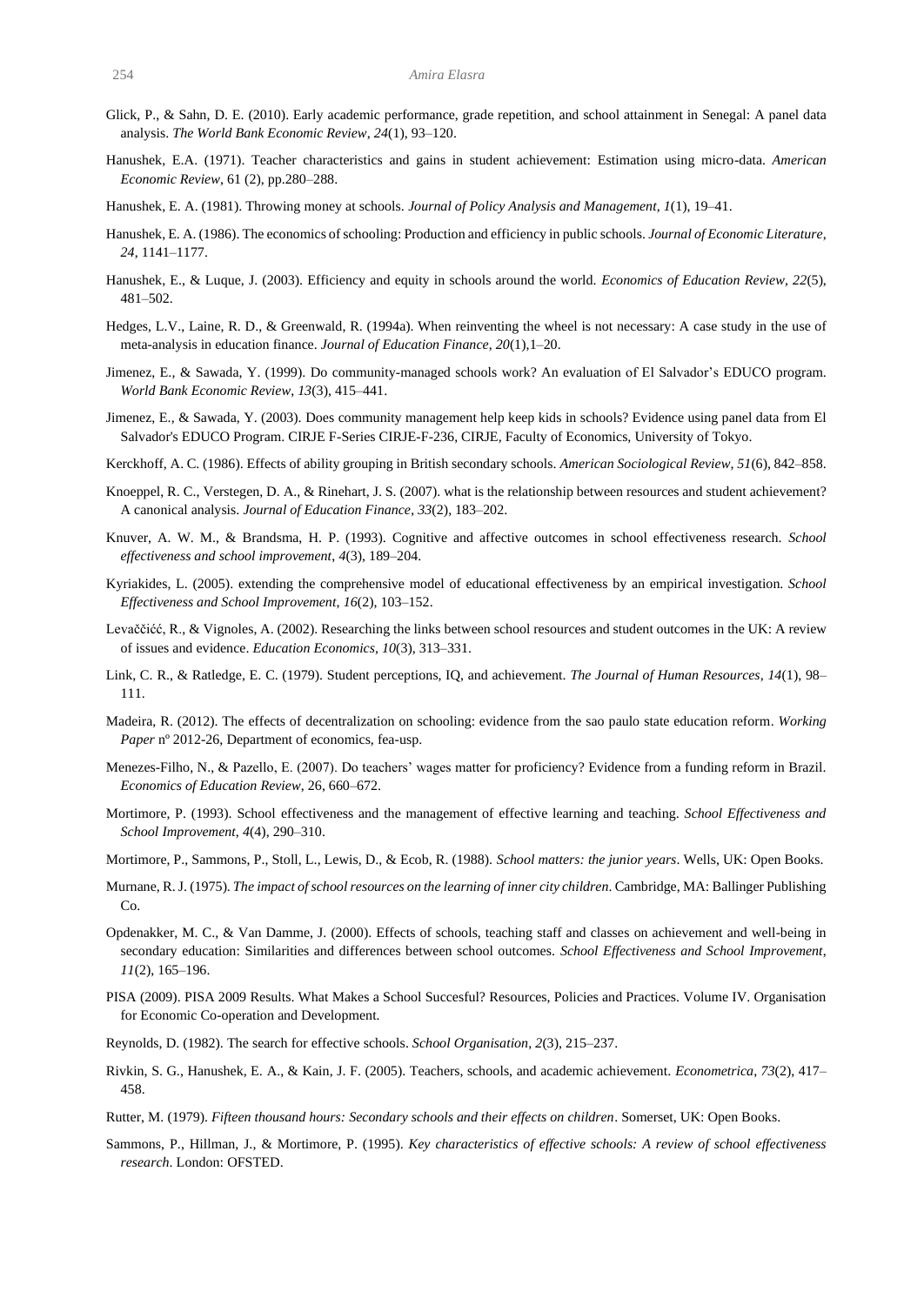Glick, P., & Sahn, D. E. (2010). Early academic performance, grade repetition, and school attainment in Senegal: A panel data analysis. *The World Bank Economic Review*, *24*(1), 93–120.

Hanushek, E.A. (1971). Teacher characteristics and gains in student achievement: Estimation using micro-data. *American Economic Review*, 61 (2), pp.280–288.

Hanushek, E. A. (1981). Throwing money at schools. *Journal of Policy Analysis and Management*, *1*(1), 19–41.

Hanushek, E. A. (1986). The economics of schooling: Production and efficiency in public schools. *Journal of Economic Literature*, *24*, 1141–1177.

Hanushek, E., & Luque, J. (2003). Efficiency and equity in schools around the world. *Economics of Education Review*, *22*(5), 481–502.

Hedges, L.V., Laine, R. D., & Greenwald, R. (1994a). When reinventing the wheel is not necessary: A case study in the use of meta-analysis in education finance. *Journal of Education Finance*, *20*(1),1–20.

Jimenez, E., & Sawada, Y. (1999). Do community-managed schools work? An evaluation of El Salvador's EDUCO program. *World Bank Economic Review*, *13*(3), 415–441.

Jimenez, E., & Sawada, Y. (2003). Does community management help keep kids in schools? Evidence using panel data from El Salvador's EDUCO Program. CIRJE F-Series CIRJE-F-236, CIRJE, Faculty of Economics, University of Tokyo.

Kerckhoff, A. C. (1986). Effects of ability grouping in British secondary schools. *American Sociological Review*, *51*(6), 842–858.

Knoeppel, R. C., Verstegen, D. A., & Rinehart, J. S. (2007). what is the relationship between resources and student achievement? A canonical analysis. *Journal of Education Finance*, *33*(2), 183–202.

Knuver, A. W. M., & Brandsma, H. P. (1993). Cognitive and affective outcomes in school effectiveness research. *School effectiveness and school improvement*, *4*(3), 189–204.

Kyriakides, L. (2005). extending the comprehensive model of educational effectiveness by an empirical investigation. *School Effectiveness and School Improvement*, *16*(2), 103–152.

Levaččićć, R., & Vignoles, A. (2002). Researching the links between school resources and student outcomes in the UK: A review of issues and evidence. *Education Economics*, *10*(3), 313–331.

Link, C. R., & Ratledge, E. C. (1979). Student perceptions, IQ, and achievement. *The Journal of Human Resources*, *14*(1), 98–111.

Madeira, R. (2012). The effects of decentralization on schooling: evidence from the sao paulo state education reform. *Working Paper* nº 2012-26, Department of economics, fea-usp.

Menezes-Filho, N., & Pazello, E. (2007). Do teachers' wages matter for proficiency? Evidence from a funding reform in Brazil. *Economics of Education Review*, 26, 660–672.

Mortimore, P. (1993). School effectiveness and the management of effective learning and teaching. *School Effectiveness and School Improvement*, *4*(4), 290–310.

Mortimore, P., Sammons, P., Stoll, L., Lewis, D., & Ecob, R. (1988). *School matters: the junior years*. Wells, UK: Open Books.

Murnane, R. J. (1975). *The impact of school resources on the learning of inner city children*. Cambridge, MA: Ballinger Publishing Co.

Opdenakker, M. C., & Van Damme, J. (2000). Effects of schools, teaching staff and classes on achievement and well-being in secondary education: Similarities and differences between school outcomes. *School Effectiveness and School Improvement*, *11*(2), 165–196.

PISA (2009). PISA 2009 Results. What Makes a School Succesful? Resources, Policies and Practices. Volume IV. Organisation for Economic Co-operation and Development.

Reynolds, D. (1982). The search for effective schools. *School Organisation*, *2*(3), 215–237.

Rivkin, S. G., Hanushek, E. A., & Kain, J. F. (2005). Teachers, schools, and academic achievement. *Econometrica*, *73*(2), 417–458.

Rutter, M. (1979). *Fifteen thousand hours: Secondary schools and their effects on children*. Somerset, UK: Open Books.

Sammons, P., Hillman, J., & Mortimore, P. (1995). *Key characteristics of effective schools: A review of school effectiveness research*. London: OFSTED.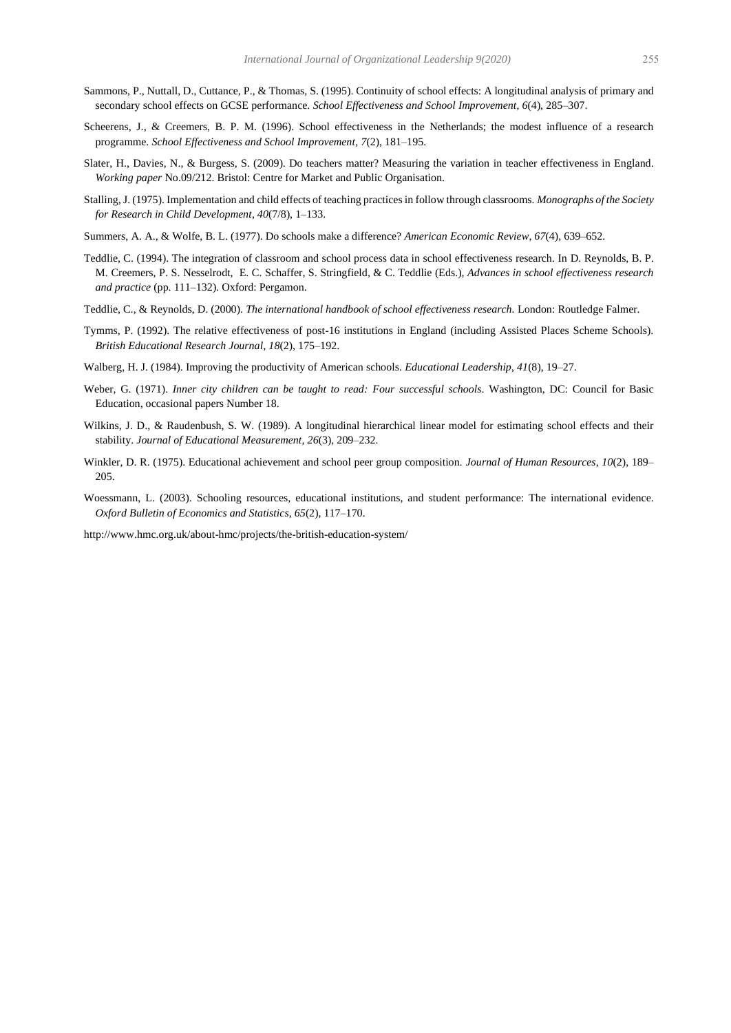Sammons, P., Nuttall, D., Cuttance, P., & Thomas, S. (1995). Continuity of school effects: A longitudinal analysis of primary and secondary school effects on GCSE performance. *School Effectiveness and School Improvement*, *6*(4), 285–307.

Scheerens, J., & Creemers, B. P. M. (1996). School effectiveness in the Netherlands; the modest influence of a research programme. *School Effectiveness and School Improvement*, *7*(2), 181–195.

Slater, H., Davies, N., & Burgess, S. (2009). Do teachers matter? Measuring the variation in teacher effectiveness in England. *Working paper* No.09/212. Bristol: Centre for Market and Public Organisation.

Stalling, J. (1975). Implementation and child effects of teaching practices in follow through classrooms. *Monographs of the Society for Research in Child Development*, *40*(7/8), 1–133.

Summers, A. A., & Wolfe, B. L. (1977). Do schools make a difference? *American Economic Review*, *67*(4), 639–652.

Teddlie, C. (1994). The integration of classroom and school process data in school effectiveness research. In D. Reynolds, B. P. M. Creemers, P. S. Nesselrodt, E. C. Schaffer, S. Stringfield, & C. Teddlie (Eds.), *Advances in school effectiveness research and practice* (pp. 111–132). Oxford: Pergamon.

Teddlie, C., & Reynolds, D. (2000). *The international handbook of school effectiveness research*. London: Routledge Falmer.

Tymms, P. (1992). The relative effectiveness of post-16 institutions in England (including Assisted Places Scheme Schools). *British Educational Research Journal*, *18*(2), 175–192.

Walberg, H. J. (1984). Improving the productivity of American schools. *Educational Leadership*, *41*(8), 19–27.

Weber, G. (1971). *Inner city children can be taught to read: Four successful schools*. Washington, DC: Council for Basic Education, occasional papers Number 18.

Wilkins, J. D., & Raudenbush, S. W. (1989). A longitudinal hierarchical linear model for estimating school effects and their stability. *Journal of Educational Measurement*, *26*(3), 209–232.

Winkler, D. R. (1975). Educational achievement and school peer group composition. *Journal of Human Resources*, *10*(2), 189–205.

Woessmann, L. (2003). Schooling resources, educational institutions, and student performance: The international evidence. *Oxford Bulletin of Economics and Statistics*, *65*(2), 117–170.

http://www.hmc.org.uk/about-hmc/projects/the-british-education-system/